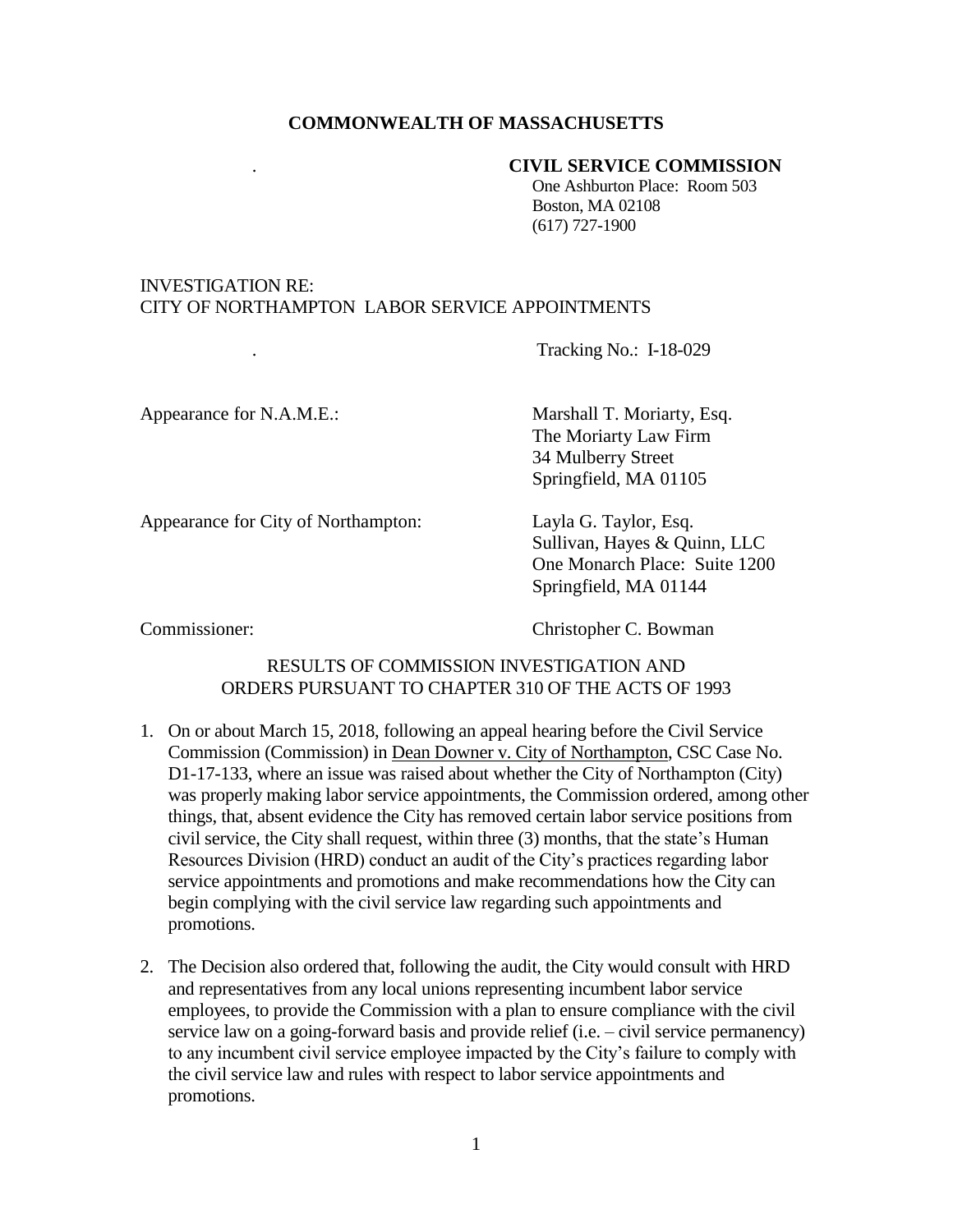**COMMONWEALTH OF MASSACHUSETTS**

**CIVIL SERVICE COMMISSION**
One Ashburton Place: Room 503
Boston, MA 02108
(617) 727-1900

INVESTIGATION RE:
CITY OF NORTHAMPTON LABOR SERVICE APPOINTMENTS

Tracking No.: I-18-029

Appearance for N.A.M.E.: Marshall T. Moriarty, Esq.
The Moriarty Law Firm
34 Mulberry Street
Springfield, MA 01105

Appearance for City of Northampton: Layla G. Taylor, Esq.
Sullivan, Hayes & Quinn, LLC
One Monarch Place: Suite 1200
Springfield, MA 01144

Commissioner: Christopher C. Bowman

RESULTS OF COMMISSION INVESTIGATION AND
ORDERS PURSUANT TO CHAPTER 310 OF THE ACTS OF 1993

1. On or about March 15, 2018, following an appeal hearing before the Civil Service Commission (Commission) in Dean Downer v. City of Northampton, CSC Case No. D1-17-133, where an issue was raised about whether the City of Northampton (City) was properly making labor service appointments, the Commission ordered, among other things, that, absent evidence the City has removed certain labor service positions from civil service, the City shall request, within three (3) months, that the state's Human Resources Division (HRD) conduct an audit of the City's practices regarding labor service appointments and promotions and make recommendations how the City can begin complying with the civil service law regarding such appointments and promotions.

2. The Decision also ordered that, following the audit, the City would consult with HRD and representatives from any local unions representing incumbent labor service employees, to provide the Commission with a plan to ensure compliance with the civil service law on a going-forward basis and provide relief (i.e. – civil service permanency) to any incumbent civil service employee impacted by the City's failure to comply with the civil service law and rules with respect to labor service appointments and promotions.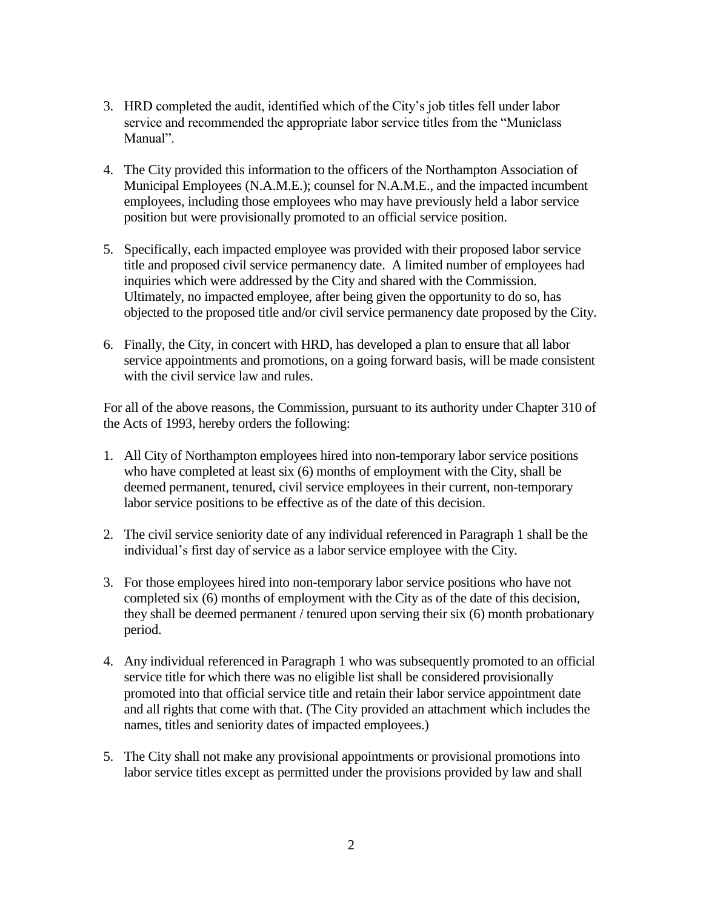3. HRD completed the audit, identified which of the City's job titles fell under labor service and recommended the appropriate labor service titles from the "Municlass Manual".

4. The City provided this information to the officers of the Northampton Association of Municipal Employees (N.A.M.E.); counsel for N.A.M.E., and the impacted incumbent employees, including those employees who may have previously held a labor service position but were provisionally promoted to an official service position.

5. Specifically, each impacted employee was provided with their proposed labor service title and proposed civil service permanency date. A limited number of employees had inquiries which were addressed by the City and shared with the Commission. Ultimately, no impacted employee, after being given the opportunity to do so, has objected to the proposed title and/or civil service permanency date proposed by the City.

6. Finally, the City, in concert with HRD, has developed a plan to ensure that all labor service appointments and promotions, on a going forward basis, will be made consistent with the civil service law and rules.

For all of the above reasons, the Commission, pursuant to its authority under Chapter 310 of the Acts of 1993, hereby orders the following:

1. All City of Northampton employees hired into non-temporary labor service positions who have completed at least six (6) months of employment with the City, shall be deemed permanent, tenured, civil service employees in their current, non-temporary labor service positions to be effective as of the date of this decision.

2. The civil service seniority date of any individual referenced in Paragraph 1 shall be the individual's first day of service as a labor service employee with the City.

3. For those employees hired into non-temporary labor service positions who have not completed six (6) months of employment with the City as of the date of this decision, they shall be deemed permanent / tenured upon serving their six (6) month probationary period.

4. Any individual referenced in Paragraph 1 who was subsequently promoted to an official service title for which there was no eligible list shall be considered provisionally promoted into that official service title and retain their labor service appointment date and all rights that come with that. (The City provided an attachment which includes the names, titles and seniority dates of impacted employees.)

5. The City shall not make any provisional appointments or provisional promotions into labor service titles except as permitted under the provisions provided by law and shall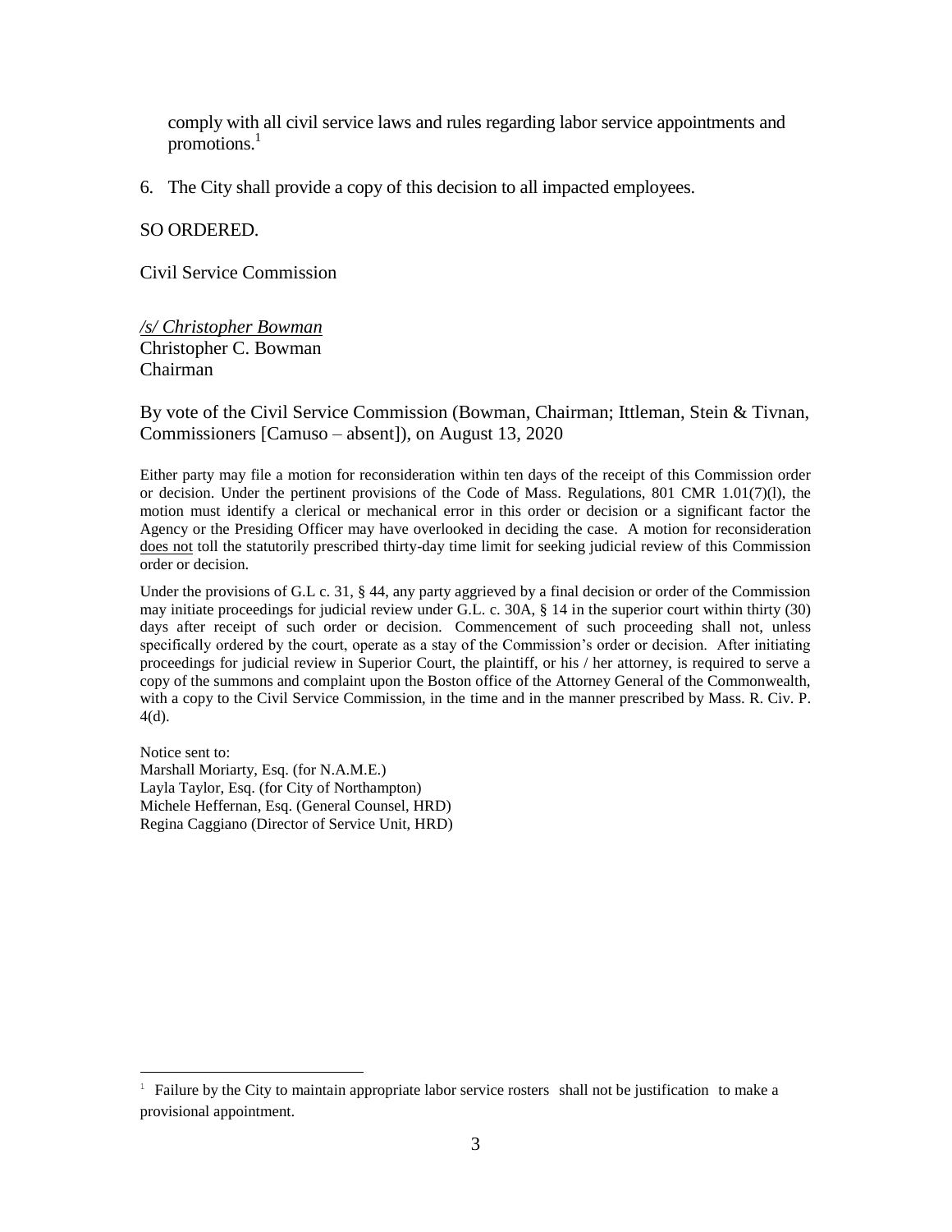comply with all civil service laws and rules regarding labor service appointments and promotions.[1]

6. The City shall provide a copy of this decision to all impacted employees.

SO ORDERED.

Civil Service Commission

*/s/ Christopher Bowman*
Christopher C. Bowman
Chairman

By vote of the Civil Service Commission (Bowman, Chairman; Ittleman, Stein & Tivnan, Commissioners [Camuso – absent]), on August 13, 2020

Either party may file a motion for reconsideration within ten days of the receipt of this Commission order or decision. Under the pertinent provisions of the Code of Mass. Regulations, 801 CMR 1.01(7)(l), the motion must identify a clerical or mechanical error in this order or decision or a significant factor the Agency or the Presiding Officer may have overlooked in deciding the case. A motion for reconsideration does not toll the statutorily prescribed thirty-day time limit for seeking judicial review of this Commission order or decision.

Under the provisions of G.L c. 31, § 44, any party aggrieved by a final decision or order of the Commission may initiate proceedings for judicial review under G.L. c. 30A, § 14 in the superior court within thirty (30) days after receipt of such order or decision. Commencement of such proceeding shall not, unless specifically ordered by the court, operate as a stay of the Commission's order or decision. After initiating proceedings for judicial review in Superior Court, the plaintiff, or his / her attorney, is required to serve a copy of the summons and complaint upon the Boston office of the Attorney General of the Commonwealth, with a copy to the Civil Service Commission, in the time and in the manner prescribed by Mass. R. Civ. P. 4(d).

Notice sent to:
Marshall Moriarty, Esq. (for N.A.M.E.)
Layla Taylor, Esq. (for City of Northampton)
Michele Heffernan, Esq. (General Counsel, HRD)
Regina Caggiano (Director of Service Unit, HRD)

---

[1] Failure by the City to maintain appropriate labor service rosters shall not be justification to make a provisional appointment.